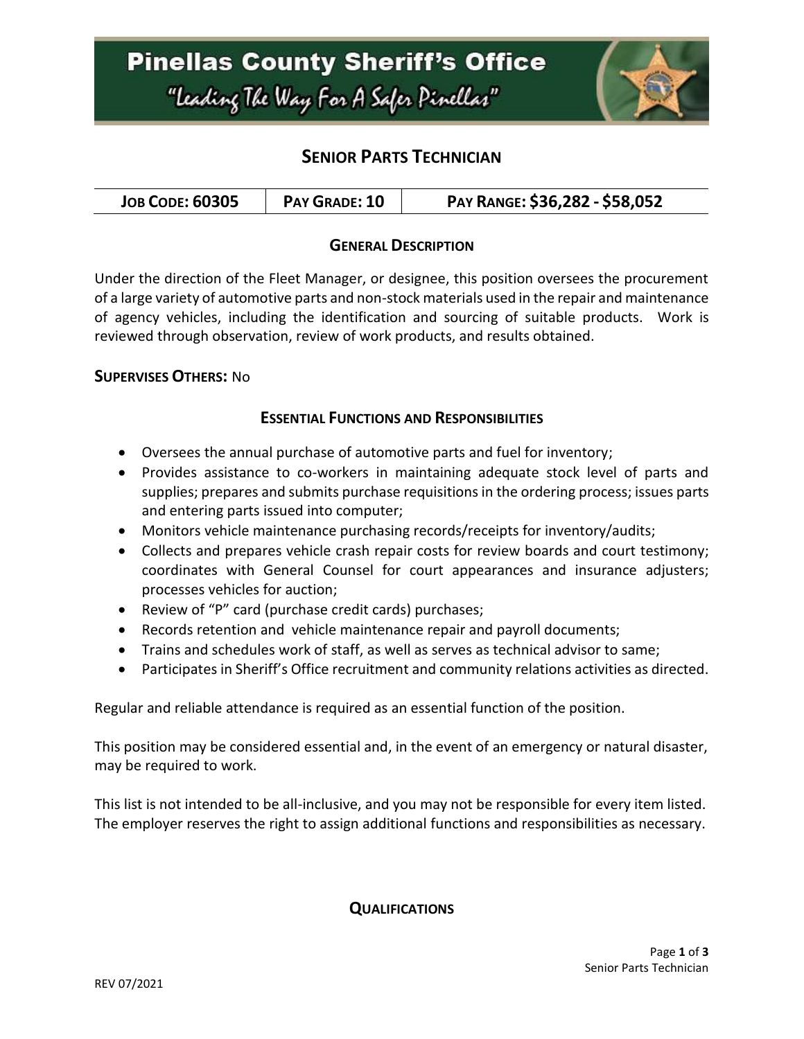# Pinellas County Sheriff's Office

"Leading The Way For A Safer Pinellas"

## SENIOR PARTS TECHNICIAN

| JOB CODE: 60305 | PAY GRADE: 10 | PAY RANGE: $36,282 - $58,052 |
|---|---|---|

### GENERAL DESCRIPTION

Under the direction of the Fleet Manager, or designee, this position oversees the procurement of a large variety of automotive parts and non-stock materials used in the repair and maintenance of agency vehicles, including the identification and sourcing of suitable products. Work is reviewed through observation, review of work products, and results obtained.

**SUPERVISES OTHERS:** No

### ESSENTIAL FUNCTIONS AND RESPONSIBILITIES

- Oversees the annual purchase of automotive parts and fuel for inventory;
- Provides assistance to co-workers in maintaining adequate stock level of parts and supplies; prepares and submits purchase requisitions in the ordering process; issues parts and entering parts issued into computer;
- Monitors vehicle maintenance purchasing records/receipts for inventory/audits;
- Collects and prepares vehicle crash repair costs for review boards and court testimony; coordinates with General Counsel for court appearances and insurance adjusters; processes vehicles for auction;
- Review of "P" card (purchase credit cards) purchases;
- Records retention and vehicle maintenance repair and payroll documents;
- Trains and schedules work of staff, as well as serves as technical advisor to same;
- Participates in Sheriff's Office recruitment and community relations activities as directed.

Regular and reliable attendance is required as an essential function of the position.

This position may be considered essential and, in the event of an emergency or natural disaster, may be required to work.

This list is not intended to be all-inclusive, and you may not be responsible for every item listed. The employer reserves the right to assign additional functions and responsibilities as necessary.

### QUALIFICATIONS

REV 07/2021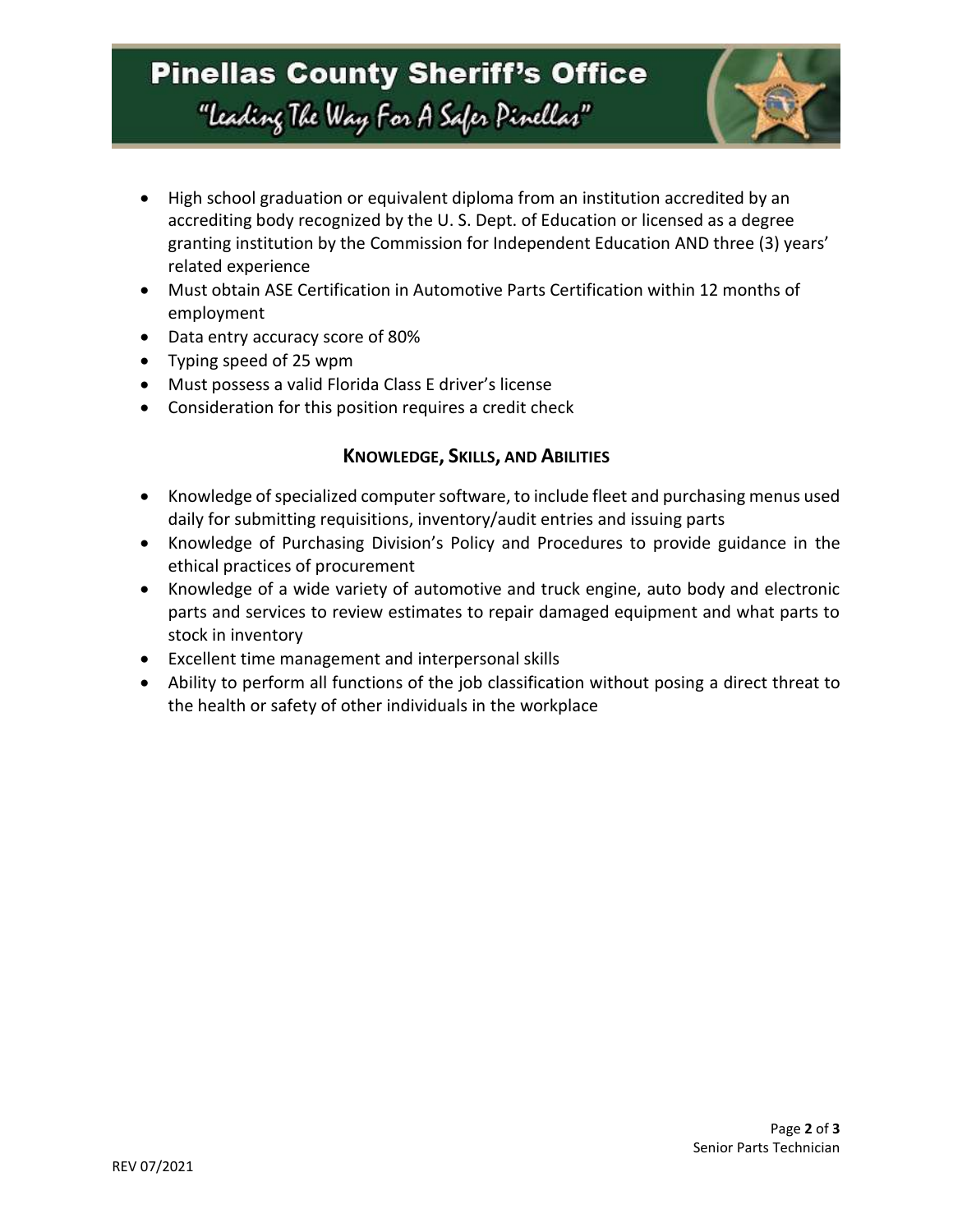- High school graduation or equivalent diploma from an institution accredited by an accrediting body recognized by the U. S. Dept. of Education or licensed as a degree granting institution by the Commission for Independent Education AND three (3) years' related experience
- Must obtain ASE Certification in Automotive Parts Certification within 12 months of employment
- Data entry accuracy score of 80%
- Typing speed of 25 wpm
- Must possess a valid Florida Class E driver's license
- Consideration for this position requires a credit check

## KNOWLEDGE, SKILLS, AND ABILITIES

- Knowledge of specialized computer software, to include fleet and purchasing menus used daily for submitting requisitions, inventory/audit entries and issuing parts
- Knowledge of Purchasing Division's Policy and Procedures to provide guidance in the ethical practices of procurement
- Knowledge of a wide variety of automotive and truck engine, auto body and electronic parts and services to review estimates to repair damaged equipment and what parts to stock in inventory
- Excellent time management and interpersonal skills
- Ability to perform all functions of the job classification without posing a direct threat to the health or safety of other individuals in the workplace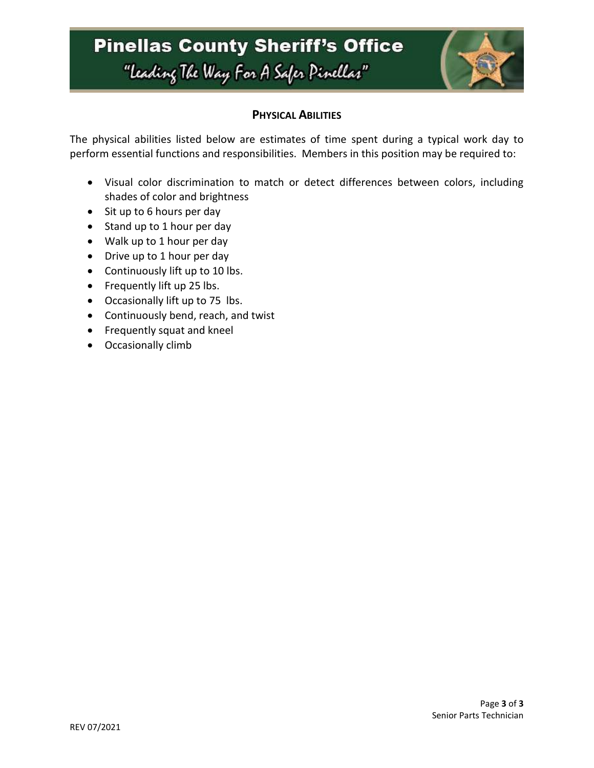## PHYSICAL ABILITIES

The physical abilities listed below are estimates of time spent during a typical work day to perform essential functions and responsibilities. Members in this position may be required to:

- Visual color discrimination to match or detect differences between colors, including shades of color and brightness
- Sit up to 6 hours per day
- Stand up to 1 hour per day
- Walk up to 1 hour per day
- Drive up to 1 hour per day
- Continuously lift up to 10 lbs.
- Frequently lift up 25 lbs.
- Occasionally lift up to 75 lbs.
- Continuously bend, reach, and twist
- Frequently squat and kneel
- Occasionally climb